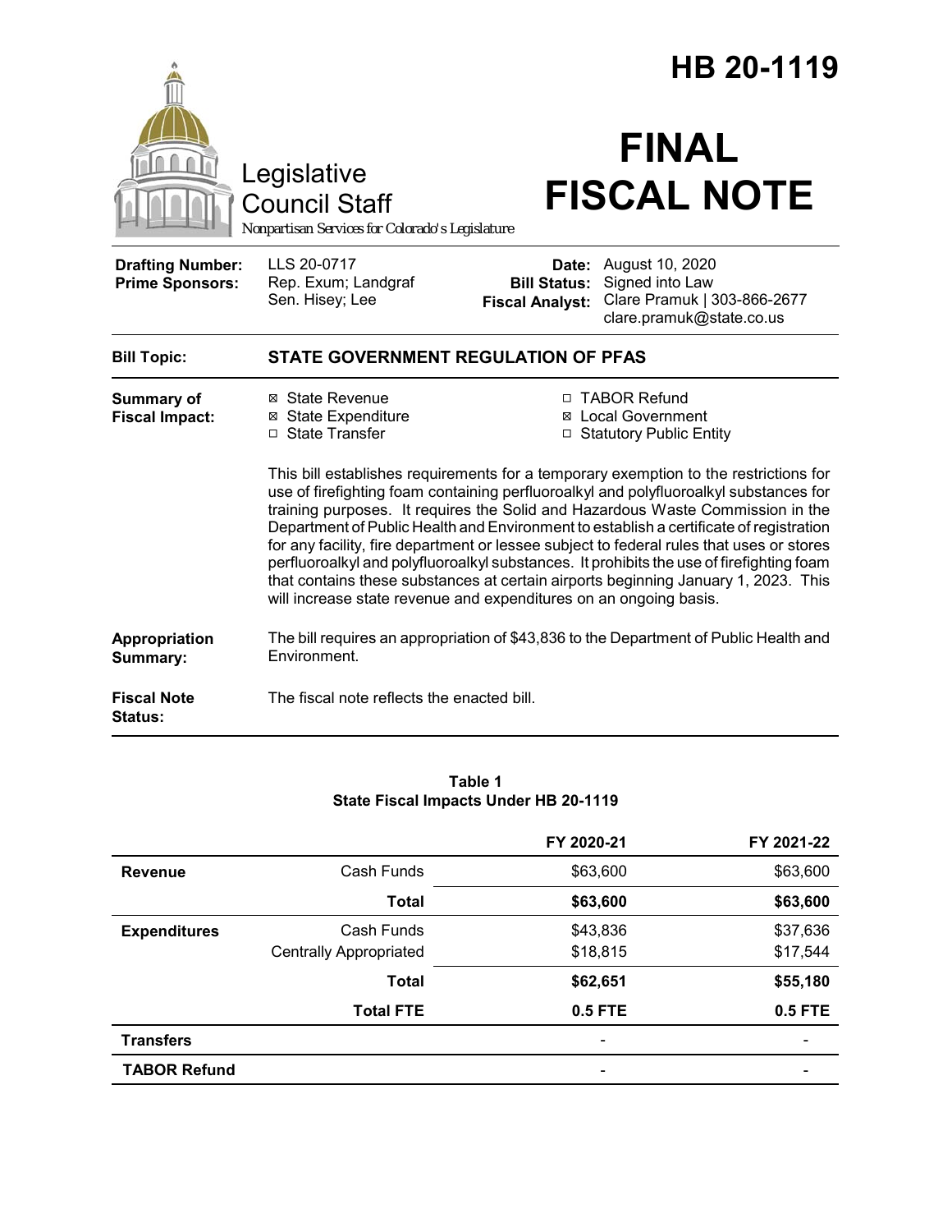# HB 20-1119

Legislative Council Staff
*Nonpartisan Services for Colorado's Legislature*

# FINAL FISCAL NOTE

| | | | |
|---|---|---|---|
| **Drafting Number:** | LLS 20-0717 | **Date:** | August 10, 2020 |
| **Prime Sponsors:** | Rep. Exum; Landgraf<br>Sen. Hisey; Lee | **Bill Status:** | Signed into Law |
| | | **Fiscal Analyst:** | Clare Pramuk \| 303-866-2677<br>clare.pramuk@state.co.us |

**Bill Topic:** **STATE GOVERNMENT REGULATION OF PFAS**

**Summary of Fiscal Impact:**

- ☒ State Revenue
- ☒ State Expenditure
- ☐ State Transfer
- ☐ TABOR Refund
- ☒ Local Government
- ☐ Statutory Public Entity

This bill establishes requirements for a temporary exemption to the restrictions for use of firefighting foam containing perfluoroalkyl and polyfluoroalkyl substances for training purposes. It requires the Solid and Hazardous Waste Commission in the Department of Public Health and Environment to establish a certificate of registration for any facility, fire department or lessee subject to federal rules that uses or stores perfluoroalkyl and polyfluoroalkyl substances. It prohibits the use of firefighting foam that contains these substances at certain airports beginning January 1, 2023. This will increase state revenue and expenditures on an ongoing basis.

**Appropriation Summary:** The bill requires an appropriation of $43,836 to the Department of Public Health and Environment.

**Fiscal Note Status:** The fiscal note reflects the enacted bill.

**Table 1**
**State Fiscal Impacts Under HB 20-1119**

| | | FY 2020-21 | FY 2021-22 |
|---|---|---|---|
| **Revenue** | Cash Funds | $63,600 | $63,600 |
| | **Total** | **$63,600** | **$63,600** |
| **Expenditures** | Cash Funds | $43,836 | $37,636 |
| | Centrally Appropriated | $18,815 | $17,544 |
| | **Total** | **$62,651** | **$55,180** |
| | **Total FTE** | **0.5 FTE** | **0.5 FTE** |
| **Transfers** | | - | - |
| **TABOR Refund** | | - | - |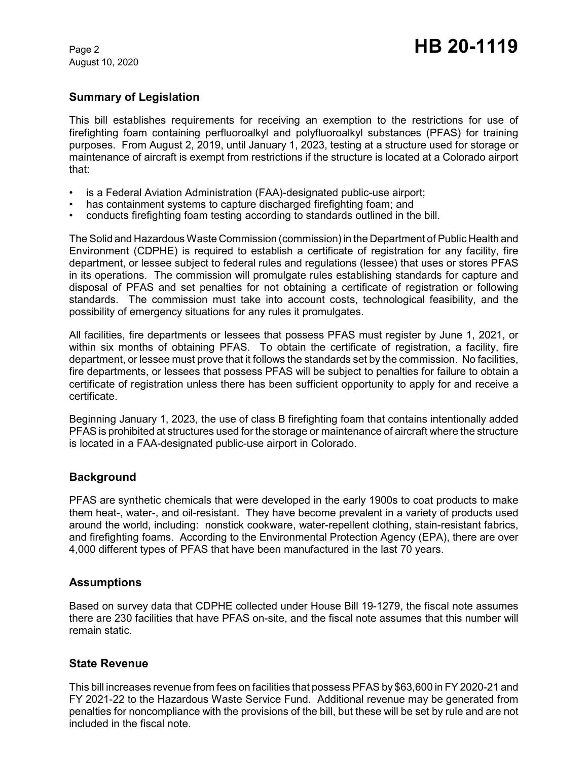## Summary of Legislation

This bill establishes requirements for receiving an exemption to the restrictions for use of firefighting foam containing perfluoroalkyl and polyfluoroalkyl substances (PFAS) for training purposes. From August 2, 2019, until January 1, 2023, testing at a structure used for storage or maintenance of aircraft is exempt from restrictions if the structure is located at a Colorado airport that:

- is a Federal Aviation Administration (FAA)-designated public-use airport;
- has containment systems to capture discharged firefighting foam; and
- conducts firefighting foam testing according to standards outlined in the bill.

The Solid and Hazardous Waste Commission (commission) in the Department of Public Health and Environment (CDPHE) is required to establish a certificate of registration for any facility, fire department, or lessee subject to federal rules and regulations (lessee) that uses or stores PFAS in its operations. The commission will promulgate rules establishing standards for capture and disposal of PFAS and set penalties for not obtaining a certificate of registration or following standards. The commission must take into account costs, technological feasibility, and the possibility of emergency situations for any rules it promulgates.

All facilities, fire departments or lessees that possess PFAS must register by June 1, 2021, or within six months of obtaining PFAS. To obtain the certificate of registration, a facility, fire department, or lessee must prove that it follows the standards set by the commission. No facilities, fire departments, or lessees that possess PFAS will be subject to penalties for failure to obtain a certificate of registration unless there has been sufficient opportunity to apply for and receive a certificate.

Beginning January 1, 2023, the use of class B firefighting foam that contains intentionally added PFAS is prohibited at structures used for the storage or maintenance of aircraft where the structure is located in a FAA-designated public-use airport in Colorado.

## Background

PFAS are synthetic chemicals that were developed in the early 1900s to coat products to make them heat-, water-, and oil-resistant. They have become prevalent in a variety of products used around the world, including: nonstick cookware, water-repellent clothing, stain-resistant fabrics, and firefighting foams. According to the Environmental Protection Agency (EPA), there are over 4,000 different types of PFAS that have been manufactured in the last 70 years.

## Assumptions

Based on survey data that CDPHE collected under House Bill 19-1279, the fiscal note assumes there are 230 facilities that have PFAS on-site, and the fiscal note assumes that this number will remain static.

## State Revenue

This bill increases revenue from fees on facilities that possess PFAS by $63,600 in FY 2020-21 and FY 2021-22 to the Hazardous Waste Service Fund. Additional revenue may be generated from penalties for noncompliance with the provisions of the bill, but these will be set by rule and are not included in the fiscal note.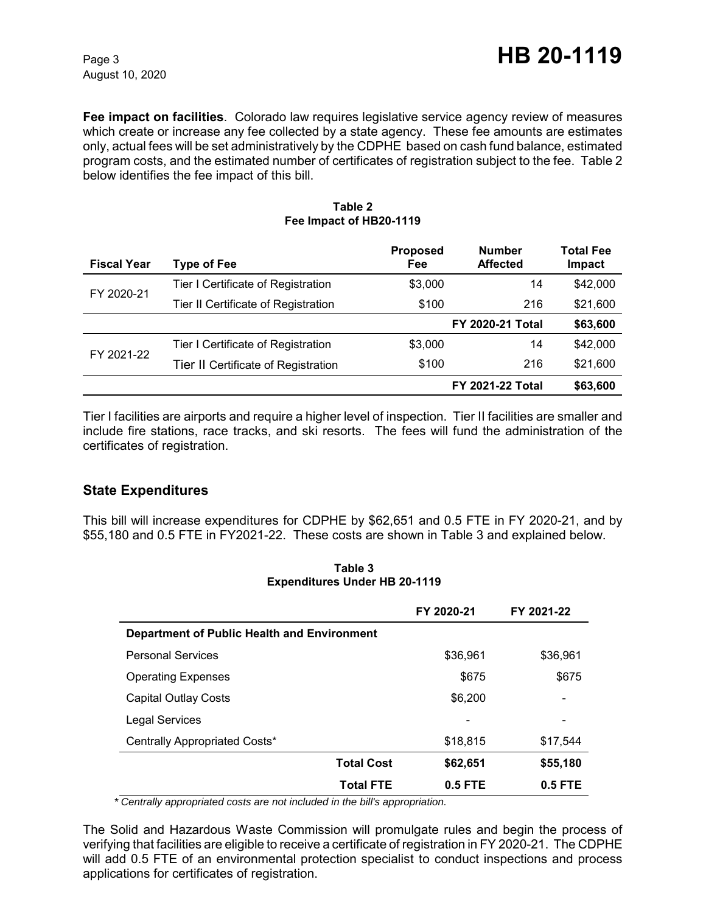**Fee impact on facilities**. Colorado law requires legislative service agency review of measures which create or increase any fee collected by a state agency. These fee amounts are estimates only, actual fees will be set administratively by the CDPHE based on cash fund balance, estimated program costs, and the estimated number of certificates of registration subject to the fee. Table 2 below identifies the fee impact of this bill.

**Table 2**
**Fee Impact of HB20-1119**

| Fiscal Year | Type of Fee | Proposed Fee | Number Affected | Total Fee Impact |
|---|---|---|---|---|
| FY 2020-21 | Tier I Certificate of Registration | $3,000 | 14 | $42,000 |
| | Tier II Certificate of Registration | $100 | 216 | $21,600 |
| | | | **FY 2020-21 Total** | **$63,600** |
| FY 2021-22 | Tier I Certificate of Registration | $3,000 | 14 | $42,000 |
| | Tier II Certificate of Registration | $100 | 216 | $21,600 |
| | | | **FY 2021-22 Total** | **$63,600** |

Tier I facilities are airports and require a higher level of inspection. Tier II facilities are smaller and include fire stations, race tracks, and ski resorts. The fees will fund the administration of the certificates of registration.

## State Expenditures

This bill will increase expenditures for CDPHE by $62,651 and 0.5 FTE in FY 2020-21, and by $55,180 and 0.5 FTE in FY2021-22. These costs are shown in Table 3 and explained below.

**Table 3**
**Expenditures Under HB 20-1119**

| | FY 2020-21 | FY 2021-22 |
|---|---|---|
| **Department of Public Health and Environment** | | |
| Personal Services | $36,961 | $36,961 |
| Operating Expenses | $675 | $675 |
| Capital Outlay Costs | $6,200 | - |
| Legal Services | - | - |
| Centrally Appropriated Costs* | $18,815 | $17,544 |
| **Total Cost** | **$62,651** | **$55,180** |
| **Total FTE** | **0.5 FTE** | **0.5 FTE** |

*\* Centrally appropriated costs are not included in the bill's appropriation.*

The Solid and Hazardous Waste Commission will promulgate rules and begin the process of verifying that facilities are eligible to receive a certificate of registration in FY 2020-21. The CDPHE will add 0.5 FTE of an environmental protection specialist to conduct inspections and process applications for certificates of registration.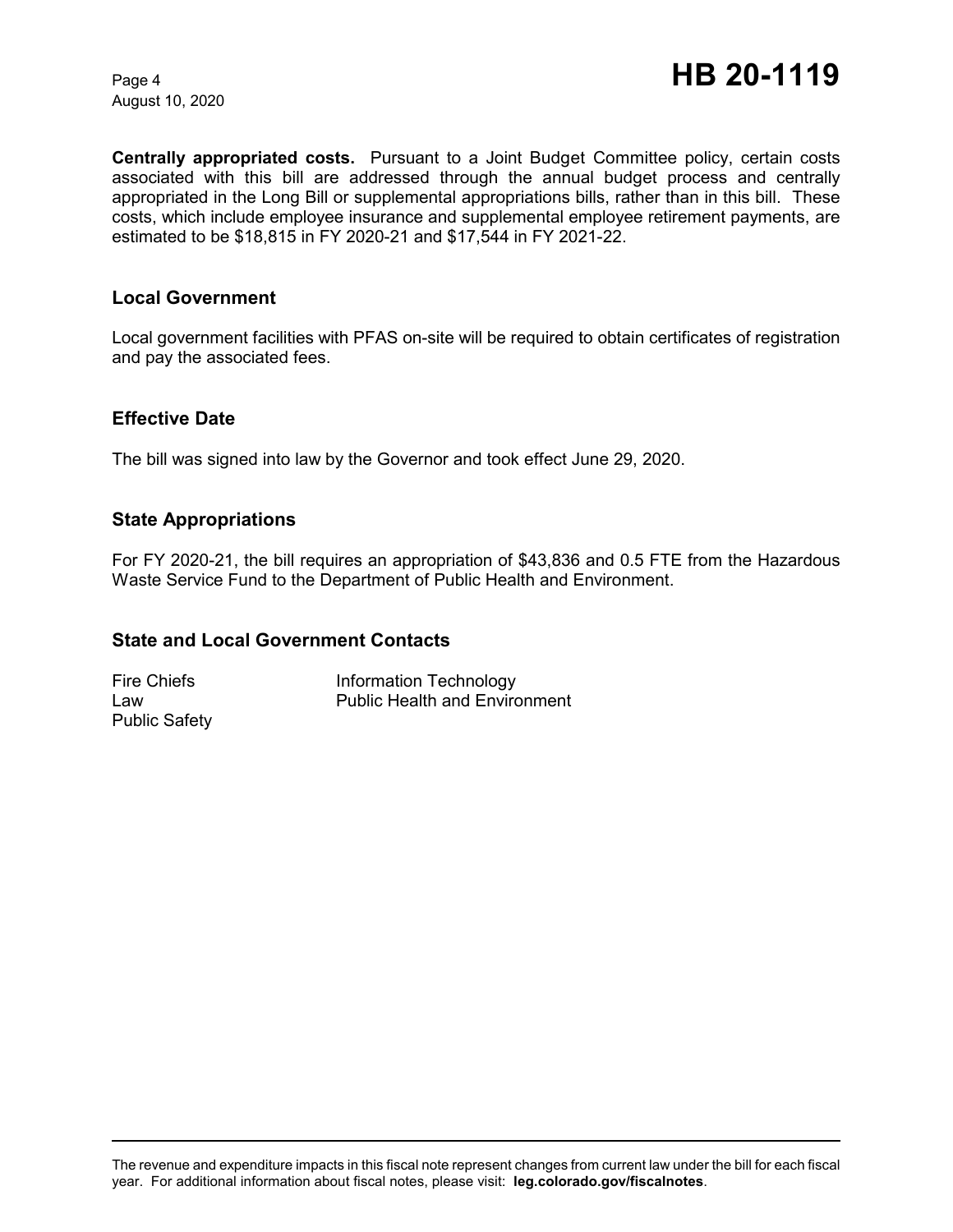**Centrally appropriated costs.** Pursuant to a Joint Budget Committee policy, certain costs associated with this bill are addressed through the annual budget process and centrally appropriated in the Long Bill or supplemental appropriations bills, rather than in this bill. These costs, which include employee insurance and supplemental employee retirement payments, are estimated to be $18,815 in FY 2020-21 and $17,544 in FY 2021-22.

## Local Government

Local government facilities with PFAS on-site will be required to obtain certificates of registration and pay the associated fees.

## Effective Date

The bill was signed into law by the Governor and took effect June 29, 2020.

## State Appropriations

For FY 2020-21, the bill requires an appropriation of $43,836 and 0.5 FTE from the Hazardous Waste Service Fund to the Department of Public Health and Environment.

## State and Local Government Contacts

| | |
|---|---|
| Fire Chiefs | Information Technology |
| Law | Public Health and Environment |
| Public Safety | |

The revenue and expenditure impacts in this fiscal note represent changes from current law under the bill for each fiscal year. For additional information about fiscal notes, please visit: **leg.colorado.gov/fiscalnotes**.